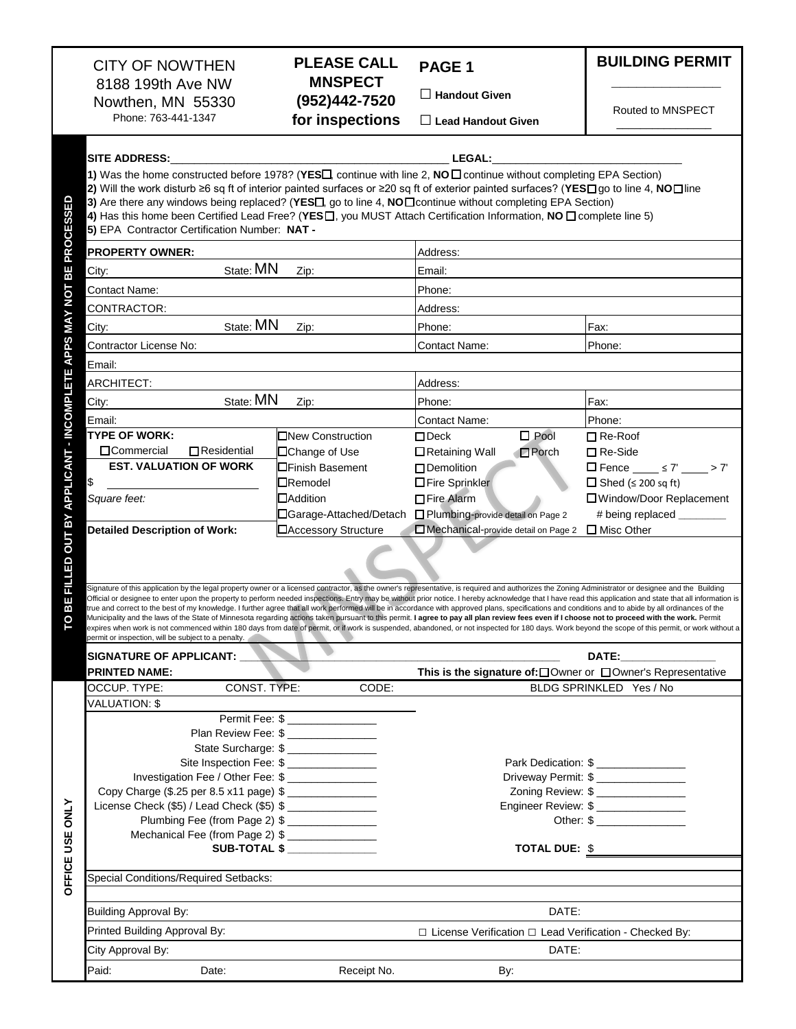| CITY OF NOWTHEN<br>8188 199th Ave NW<br>Nowthen, MN 55330<br>Phone: 763-441-1347 | **PLEASE CALL MNSPECT (952)442-7520 for inspections** | **PAGE 1**<br>☐ **Handout Given**<br>☐ **Lead Handout Given** | **BUILDING PERMIT**<br>_______________<br>Routed to MNSPECT<br>_______________ |
|---|---|---|---|

**TO BE FILLED OUT BY APPLICANT - INCOMPLETE APPS MAY NOT BE PROCESSED**

**SITE ADDRESS:**_______________________________________________ **LEGAL:**_____________________________

**1)** Was the home constructed before 1978? (**YES**☐, continue with line 2, **NO** ☐ continue without completing EPA Section)
**2)** Will the work disturb ≥6 sq ft of interior painted surfaces or ≥20 sq ft of exterior painted surfaces? (**YES**☐ go to line 4, **NO**☐ line
**3)** Are there any windows being replaced? (**YES**☐, go to line 4, **NO**☐ continue without completing EPA Section)
**4)** Has this home been Certified Lead Free? (**YES** ☐, you MUST Attach Certification Information, **NO** ☐ complete line 5)
**5)** EPA Contractor Certification Number: **NAT -**

| | | | |
|---|---|---|---|
| **PROPERTY OWNER:** | | Address: | |
| City: State: MN | Zip: | Email: | |
| Contact Name: | | Phone: | |
| CONTRACTOR: | | Address: | |
| City: State: MN | Zip: | Phone: | Fax: |
| Contractor License No: | | Contact Name: | Phone: |
| Email: | | | |
| ARCHITECT: | | Address: | |
| City: State: MN | Zip: | Phone: | Fax: |
| Email: | | Contact Name: | Phone: |

| | | | |
|---|---|---|---|
| **TYPE OF WORK:** | ☐New Construction | ☐Deck ☐ Pool | ☐ Re-Roof |
| ☐Commercial ☐Residential | ☐Change of Use | ☐Retaining Wall ☐Porch | ☐ Re-Side |
| **EST. VALUATION OF WORK** | ☐Finish Basement | ☐Demolition | ☐ Fence ____ ≤ 7' ____ > 7' |
| $ ____________________ | ☐Remodel | ☐Fire Sprinkler | ☐ Shed (≤ 200 sq ft) |
| *Square feet:* | ☐Addition | ☐Fire Alarm | ☐Window/Door Replacement |
| | ☐Garage-Attached/Detach | ☐Plumbing-provide detail on Page 2 | # being replaced ________ |
| **Detailed Description of Work:** | ☐Accessory Structure | ☐Mechanical-provide detail on Page 2 | ☐ Misc Other |

Signature of this application by the legal property owner or a licensed contractor, as the owner's representative, is required and authorizes the Zoning Administrator or designee and the Building Official or designee to enter upon the property to perform needed inspections. Entry may be without prior notice. I hereby acknowledge that I have read this application and state that all information is true and correct to the best of my knowledge. I further agree that all work performed will be in accordance with approved plans, specifications and conditions and to abide by all ordinances of the Municipality and the laws of the State of Minnesota regarding actions taken pursuant to this permit. **I agree to pay all plan review fees even if I choose not to proceed with the work.** Permit expires when work is not commenced within 180 days from date of permit, or if work is suspended, abandoned, or not inspected for 180 days. Work beyond the scope of this permit, or work without a permit or inspection, will be subject to a penalty.

**SIGNATURE OF APPLICANT:** ____________________________________________ **DATE:**______________

**PRINTED NAME:** **This is the signature of:**☐Owner or ☐Owner's Representative

**OFFICE USE ONLY**

OCCUP. TYPE: CONST. TYPE: CODE: BLDG SPRINKLED Yes / No

VALUATION: $

| | |
|---|---|
| Permit Fee: $ ______________ | |
| Plan Review Fee: $ ______________ | |
| State Surcharge: $ ______________ | |
| Site Inspection Fee: $ ______________ | Park Dedication: $ ______________ |
| Investigation Fee / Other Fee: $ ______________ | Driveway Permit: $ ______________ |
| Copy Charge ($.25 per 8.5 x11 page) $ ______________ | Zoning Review: $ ______________ |
| License Check ($5) / Lead Check ($5) $ ______________ | Engineer Review: $ ______________ |
| Plumbing Fee (from Page 2) $ ______________ | Other: $ ______________ |
| Mechanical Fee (from Page 2) $ ______________ | |
| **SUB-TOTAL $** ______________ | **TOTAL DUE:** $ ______________ |

Special Conditions/Required Setbacks:

| | | | |
|---|---|---|---|
| Building Approval By: | | DATE: | |
| Printed Building Approval By: | | ☐ License Verification ☐ Lead Verification - Checked By: | |
| City Approval By: | | DATE: | |
| Paid: Date: | Receipt No. | By: | |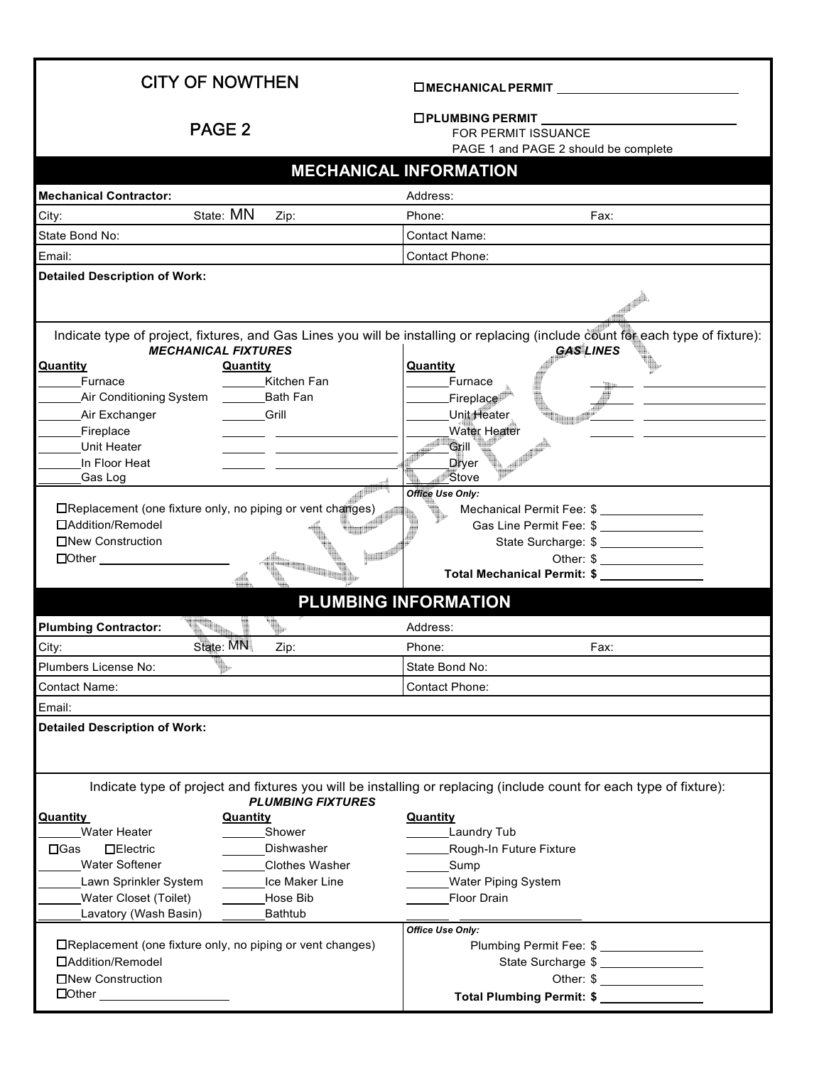CITY OF NOWTHEN

PAGE 2

☐ **MECHANICAL PERMIT** ____________________

☐ **PLUMBING PERMIT** ____________________

FOR PERMIT ISSUANCE
PAGE 1 and PAGE 2 should be complete

MNSPECT

## MECHANICAL INFORMATION

| | | | |
|---|---|---|---|
| **Mechanical Contractor:** | | Address: | |
| City: | State: MN Zip: | Phone: | Fax: |
| State Bond No: | | Contact Name: | |
| Email: | | Contact Phone: | |

**Detailed Description of Work:**

Indicate type of project, fixtures, and Gas Lines you will be installing or replacing (include count for each type of fixture):

| ***MECHANICAL FIXTURES*** | | ***GAS LINES*** | |
|---|---|---|---|
| **Quantity** | **Quantity** | **Quantity** | |
| ______ Furnace | ______ Kitchen Fan | ______ Furnace | ______ ____________ |
| ______ Air Conditioning System | ______ Bath Fan | ______ Fireplace | ______ ____________ |
| ______ Air Exchanger | ______ Grill | ______ Unit Heater | ______ ____________ |
| ______ Fireplace | ______ ____________ | ______ Water Heater | ______ ____________ |
| ______ Unit Heater | ______ ____________ | ______ Grill | |
| ______ In Floor Heat | ______ ____________ | ______ Dryer | |
| ______ Gas Log | | ______ Stove | |

☐ Replacement (one fixture only, no piping or vent changes)
☐ Addition/Remodel
☐ New Construction
☐ Other ____________________

***Office Use Only:***

Mechanical Permit Fee: $ ____________
Gas Line Permit Fee: $ ____________
State Surcharge: $ ____________
Other: $ ____________
**Total Mechanical Permit: $** ____________

## PLUMBING INFORMATION

| | | | |
|---|---|---|---|
| **Plumbing Contractor:** | | Address: | |
| City: | State: MN Zip: | Phone: | Fax: |
| Plumbers License No: | | State Bond No: | |
| Contact Name: | | Contact Phone: | |
| Email: | | | |

**Detailed Description of Work:**

Indicate type of project and fixtures you will be installing or replacing (include count for each type of fixture):

***PLUMBING FIXTURES***

| **Quantity** | **Quantity** | **Quantity** |
|---|---|---|
| ______ Water Heater | ______ Shower | ______ Laundry Tub |
| ☐ Gas ☐ Electric | ______ Dishwasher | ______ Rough-In Future Fixture |
| ______ Water Softener | ______ Clothes Washer | ______ Sump |
| ______ Lawn Sprinkler System | ______ Ice Maker Line | ______ Water Piping System |
| ______ Water Closet (Toilet) | ______ Hose Bib | ______ Floor Drain |
| ______ Lavatory (Wash Basin) | ______ Bathtub | ______ ____________ |

☐ Replacement (one fixture only, no piping or vent changes)
☐ Addition/Remodel
☐ New Construction
☐ Other ____________________

***Office Use Only:***

Plumbing Permit Fee: $ ____________
State Surcharge $ ____________
Other: $ ____________
**Total Plumbing Permit: $** ____________